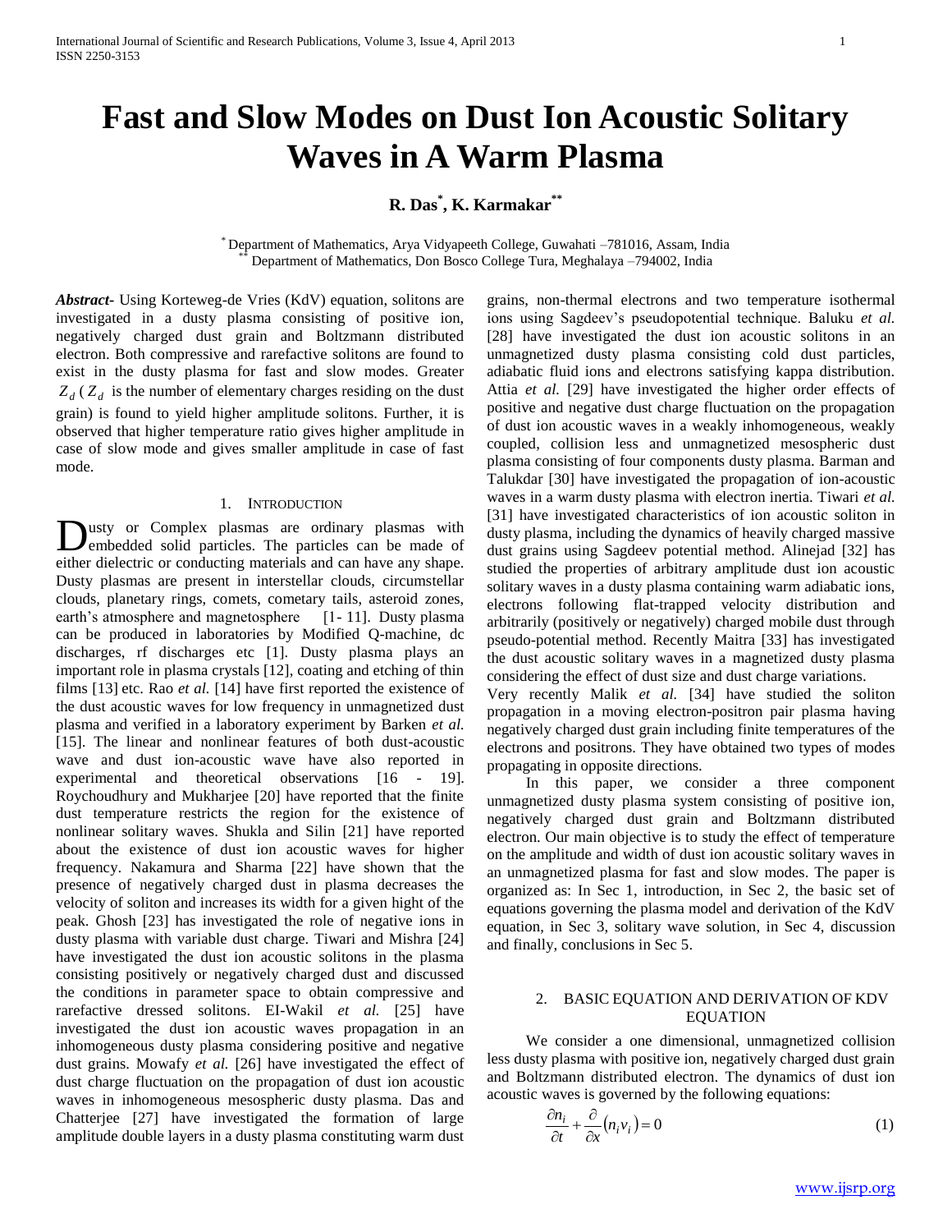# Fast and Slow Modes on Dust Ion Acoustic Solitary Waves in A Warm Plasma

**R. Das[*], K. Karmakar[**]**

[*] Department of Mathematics, Arya Vidyapeeth College, Guwahati –781016, Assam, India
[**] Department of Mathematics, Don Bosco College Tura, Meghalaya –794002, India

***Abstract-*** Using Korteweg-de Vries (KdV) equation, solitons are investigated in a dusty plasma consisting of positive ion, negatively charged dust grain and Boltzmann distributed electron. Both compressive and rarefactive solitons are found to exist in the dusty plasma for fast and slow modes. Greater $Z_d$ ($Z_d$ is the number of elementary charges residing on the dust grain) is found to yield higher amplitude solitons. Further, it is observed that higher temperature ratio gives higher amplitude in case of slow mode and gives smaller amplitude in case of fast mode.

## 1. Introduction

Dusty or Complex plasmas are ordinary plasmas with embedded solid particles. The particles can be made of either dielectric or conducting materials and can have any shape. Dusty plasmas are present in interstellar clouds, circumstellar clouds, planetary rings, comets, cometary tails, asteroid zones, earth's atmosphere and magnetosphere [1- 11]. Dusty plasma can be produced in laboratories by Modified Q-machine, dc discharges, rf discharges etc [1]. Dusty plasma plays an important role in plasma crystals [12], coating and etching of thin films [13] etc. Rao *et al.* [14] have first reported the existence of the dust acoustic waves for low frequency in unmagnetized dust plasma and verified in a laboratory experiment by Barken *et al.* [15]. The linear and nonlinear features of both dust-acoustic wave and dust ion-acoustic wave have also reported in experimental and theoretical observations [16 - 19]. Roychoudhury and Mukharjee [20] have reported that the finite dust temperature restricts the region for the existence of nonlinear solitary waves. Shukla and Silin [21] have reported about the existence of dust ion acoustic waves for higher frequency. Nakamura and Sharma [22] have shown that the presence of negatively charged dust in plasma decreases the velocity of soliton and increases its width for a given hight of the peak. Ghosh [23] has investigated the role of negative ions in dusty plasma with variable dust charge. Tiwari and Mishra [24] have investigated the dust ion acoustic solitons in the plasma consisting positively or negatively charged dust and discussed the conditions in parameter space to obtain compressive and rarefactive dressed solitons. EI-Wakil *et al.* [25] have investigated the dust ion acoustic waves propagation in an inhomogeneous dusty plasma considering positive and negative dust grains. Mowafy *et al.* [26] have investigated the effect of dust charge fluctuation on the propagation of dust ion acoustic waves in inhomogeneous mesospheric dusty plasma. Das and Chatterjee [27] have investigated the formation of large amplitude double layers in a dusty plasma constituting warm dust grains, non-thermal electrons and two temperature isothermal ions using Sagdeev's pseudopotential technique. Baluku *et al.* [28] have investigated the dust ion acoustic solitons in an unmagnetized dusty plasma consisting cold dust particles, adiabatic fluid ions and electrons satisfying kappa distribution. Attia *et al.* [29] have investigated the higher order effects of positive and negative dust charge fluctuation on the propagation of dust ion acoustic waves in a weakly inhomogeneous, weakly coupled, collision less and unmagnetized mesospheric dust plasma consisting of four components dusty plasma. Barman and Talukdar [30] have investigated the propagation of ion-acoustic waves in a warm dusty plasma with electron inertia. Tiwari *et al.* [31] have investigated characteristics of ion acoustic soliton in dusty plasma, including the dynamics of heavily charged massive dust grains using Sagdeev potential method. Alinejad [32] has studied the properties of arbitrary amplitude dust ion acoustic solitary waves in a dusty plasma containing warm adiabatic ions, electrons following flat-trapped velocity distribution and arbitrarily (positively or negatively) charged mobile dust through pseudo-potential method. Recently Maitra [33] has investigated the dust acoustic solitary waves in a magnetized dusty plasma considering the effect of dust size and dust charge variations.

Very recently Malik *et al.* [34] have studied the soliton propagation in a moving electron-positron pair plasma having negatively charged dust grain including finite temperatures of the electrons and positrons. They have obtained two types of modes propagating in opposite directions.

In this paper, we consider a three component unmagnetized dusty plasma system consisting of positive ion, negatively charged dust grain and Boltzmann distributed electron. Our main objective is to study the effect of temperature on the amplitude and width of dust ion acoustic solitary waves in an unmagnetized plasma for fast and slow modes. The paper is organized as: In Sec 1, introduction, in Sec 2, the basic set of equations governing the plasma model and derivation of the KdV equation, in Sec 3, solitary wave solution, in Sec 4, discussion and finally, conclusions in Sec 5.

## 2. Basic Equation and Derivation of KdV Equation

We consider a one dimensional, unmagnetized collision less dusty plasma with positive ion, negatively charged dust grain and Boltzmann distributed electron. The dynamics of dust ion acoustic waves is governed by the following equations:

$$\frac{\partial n_i}{\partial t} + \frac{\partial}{\partial x}\left(n_i v_i\right) = 0 \qquad (1)$$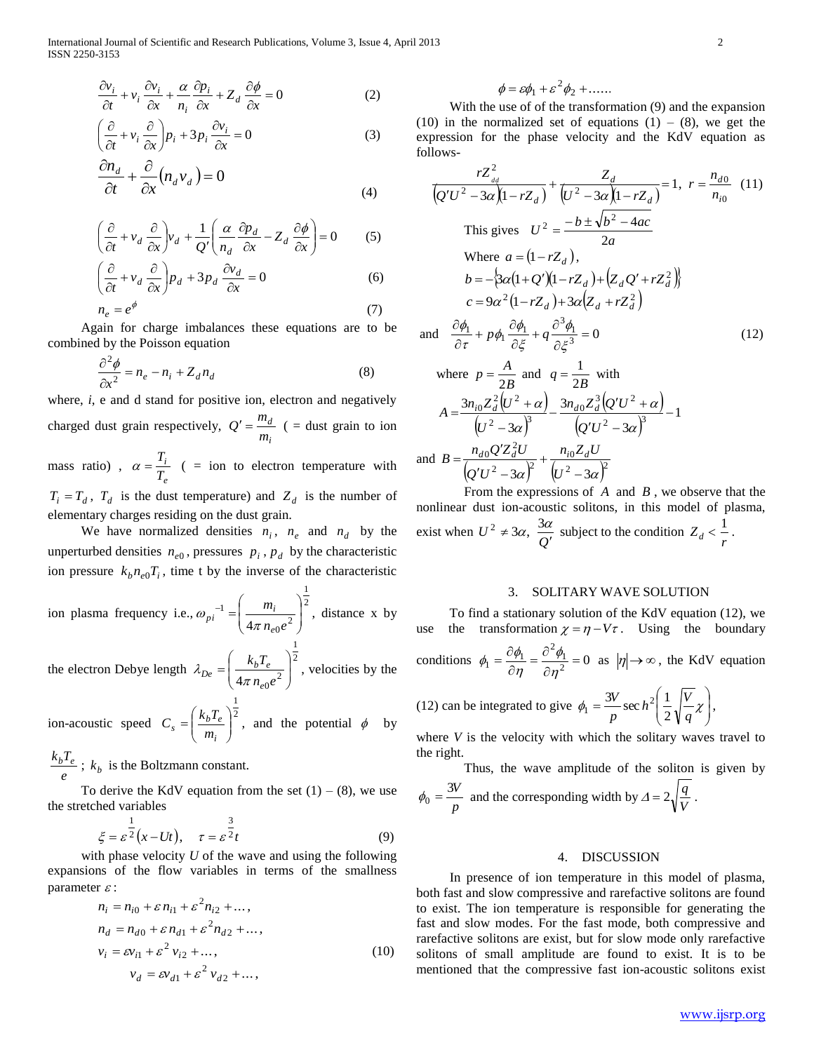$$\frac{\partial v_i}{\partial t} + v_i \frac{\partial v_i}{\partial x} + \frac{\alpha}{n_i}\frac{\partial p_i}{\partial x} + Z_d \frac{\partial \phi}{\partial x} = 0 \qquad (2)$$

$$\left(\frac{\partial}{\partial t} + v_i \frac{\partial}{\partial x}\right) p_i + 3 p_i \frac{\partial v_i}{\partial x} = 0 \qquad (3)$$

$$\frac{\partial n_d}{\partial t} + \frac{\partial}{\partial x}\left(n_d v_d\right) = 0 \qquad (4)$$

$$\left(\frac{\partial}{\partial t} + v_d \frac{\partial}{\partial x}\right) v_d + \frac{1}{Q'}\left(\frac{\alpha}{n_d}\frac{\partial p_d}{\partial x} - Z_d \frac{\partial \phi}{\partial x}\right) = 0 \qquad (5)$$

$$\left(\frac{\partial}{\partial t} + v_d \frac{\partial}{\partial x}\right) p_d + 3 p_d \frac{\partial v_d}{\partial x} = 0 \qquad (6)$$

$$n_e = e^{\phi} \qquad (7)$$

Again for charge imbalances these equations are to be combined by the Poisson equation

$$\frac{\partial^2 \phi}{\partial x^2} = n_e - n_i + Z_d n_d \qquad (8)$$

where, *i*, e and d stand for positive ion, electron and negatively charged dust grain respectively, $Q' = \frac{m_d}{m_i}$ ( = dust grain to ion mass ratio) , $\alpha = \frac{T_i}{T_e}$ ( = ion to electron temperature with $T_i = T_d$, $T_d$ is the dust temperature) and $Z_d$ is the number of elementary charges residing on the dust grain.

We have normalized densities $n_i$, $n_e$ and $n_d$ by the unperturbed densities $n_{e0}$, pressures $p_i$, $p_d$ by the characteristic ion pressure $k_b n_{e0} T_i$, time t by the inverse of the characteristic ion plasma frequency i.e., $\omega_{pi}^{-1} = \left(\frac{m_i}{4\pi n_{e0} e^2}\right)^{\frac{1}{2}}$, distance x by the electron Debye length $\lambda_{De} = \left(\frac{k_b T_e}{4\pi n_{e0} e^2}\right)^{\frac{1}{2}}$, velocities by the ion-acoustic speed $C_s = \left(\frac{k_b T_e}{m_i}\right)^{\frac{1}{2}}$, and the potential $\phi$ by $\frac{k_b T_e}{e}$; $k_b$ is the Boltzmann constant.

To derive the KdV equation from the set (1) – (8), we use the stretched variables

$$\xi = \varepsilon^{\frac{1}{2}}(x - Ut), \quad \tau = \varepsilon^{\frac{3}{2}} t \qquad (9)$$

with phase velocity $U$ of the wave and using the following expansions of the flow variables in terms of the smallness parameter $\varepsilon$:

$$\begin{aligned} n_i &= n_{i0} + \varepsilon n_{i1} + \varepsilon^2 n_{i2} + \dots, \\ n_d &= n_{d0} + \varepsilon n_{d1} + \varepsilon^2 n_{d2} + \dots, \\ v_i &= \varepsilon v_{i1} + \varepsilon^2 v_{i2} + \dots, \\ v_d &= \varepsilon v_{d1} + \varepsilon^2 v_{d2} + \dots, \\ \phi &= \varepsilon \phi_1 + \varepsilon^2 \phi_2 + \dots\dots \end{aligned} \qquad (10)$$

With the use of of the transformation (9) and the expansion (10) in the normalized set of equations (1) – (8), we get the expression for the phase velocity and the KdV equation as follows-

$$\frac{r Z_d^2}{\left(Q'U^2 - 3\alpha\right)\left(1 - rZ_d\right)} + \frac{Z_d}{\left(U^2 - 3\alpha\right)\left(1 - rZ_d\right)} = 1, \; r = \frac{n_{d0}}{n_{i0}} \qquad (11)$$

This gives $U^2 = \frac{-b \pm \sqrt{b^2 - 4ac}}{2a}$

Where $a = \left(1 - rZ_d\right)$,

$b = -\left\{3\alpha\left(1 + Q'\right)\left(1 - rZ_d\right) + \left(Z_d Q' + rZ_d^2\right)\right\}$

$c = 9\alpha^2\left(1 - rZ_d\right) + 3\alpha\left(Z_d + rZ_d^2\right)$

and

$$\frac{\partial \phi_1}{\partial \tau} + p\phi_1 \frac{\partial \phi_1}{\partial \xi} + q\frac{\partial^3 \phi_1}{\partial \xi^3} = 0 \qquad (12)$$

where $p = \frac{A}{2B}$ and $q = \frac{1}{2B}$ with

$$A = \frac{3n_{i0} Z_d^2\left(U^2 + \alpha\right)}{\left(U^2 - 3\alpha\right)^3} - \frac{3n_{d0} Z_d^3\left(Q'U^2 + \alpha\right)}{\left(Q'U^2 - 3\alpha\right)^3} - 1$$

and $B = \frac{n_{d0} Q' Z_d^2 U}{\left(Q'U^2 - 3\alpha\right)^2} + \frac{n_{i0} Z_d U}{\left(U^2 - 3\alpha\right)^2}$

From the expressions of $A$ and $B$, we observe that the nonlinear dust ion-acoustic solitons, in this model of plasma, exist when $U^2 \neq 3\alpha, \; \frac{3\alpha}{Q'}$ subject to the condition $Z_d < \frac{1}{r}$.

## 3. SOLITARY WAVE SOLUTION

To find a stationary solution of the KdV equation (12), we use the transformation $\chi = \eta - V\tau$. Using the boundary conditions $\phi_1 = \frac{\partial \phi_1}{\partial \eta} = \frac{\partial^2 \phi_1}{\partial \eta^2} = 0$ as $|\eta| \to \infty$, the KdV equation (12) can be integrated to give $\phi_1 = \frac{3V}{p}\sec h^2\left(\frac{1}{2}\sqrt{\frac{V}{q}}\chi\right)$, where $V$ is the velocity with which the solitary waves travel to the right.

Thus, the wave amplitude of the soliton is given by $\phi_0 = \frac{3V}{p}$ and the corresponding width by $\Delta = 2\sqrt{\frac{q}{V}}$.

## 4. DISCUSSION

In presence of ion temperature in this model of plasma, both fast and slow compressive and rarefactive solitons are found to exist. The ion temperature is responsible for generating the fast and slow modes. For the fast mode, both compressive and rarefactive solitons are exist, but for slow mode only rarefactive solitons of small amplitude are found to exist. It is to be mentioned that the compressive fast ion-acoustic solitons exist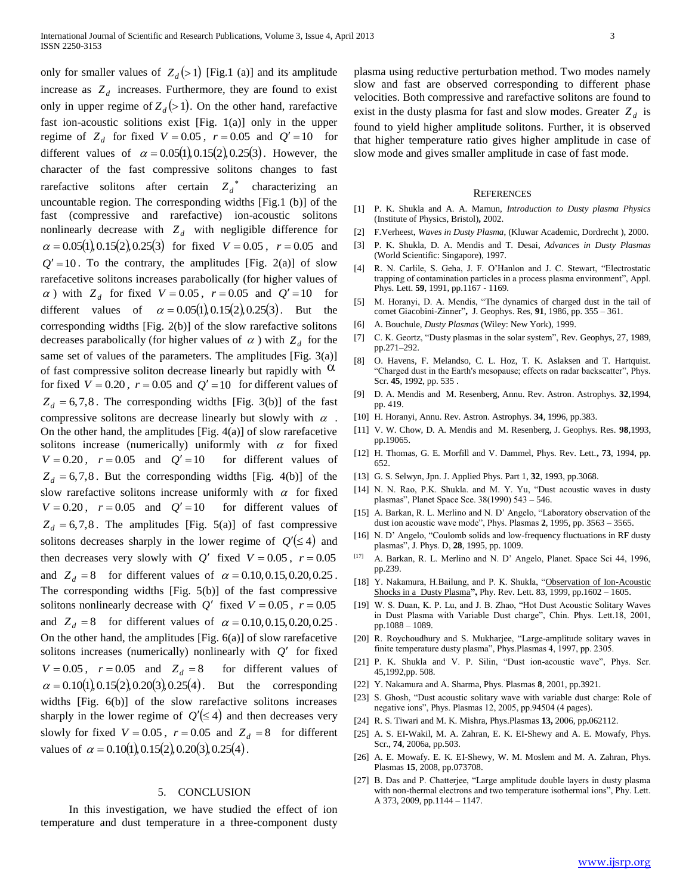only for smaller values of $Z_d(>1)$ [Fig.1 (a)] and its amplitude increase as $Z_d$ increases. Furthermore, they are found to exist only in upper regime of $Z_d(>1)$. On the other hand, rarefactive fast ion-acoustic solitions exist [Fig. 1(a)] only in the upper regime of $Z_d$ for fixed $V = 0.05$, $r = 0.05$ and $Q' = 10$ for different values of $\alpha = 0.05(1), 0.15(2), 0.25(3)$. However, the character of the fast compressive solitons changes to fast rarefactive solitons after certain $Z_d^{\ *}$ characterizing an uncountable region. The corresponding widths [Fig.1 (b)] of the fast (compressive and rarefactive) ion-acoustic solitons nonlinearly decrease with $Z_d$ with negligible difference for $\alpha = 0.05(1), 0.15(2), 0.25(3)$ for fixed $V = 0.05$, $r = 0.05$ and $Q' = 10$. To the contrary, the amplitudes [Fig. 2(a)] of slow rarefacetive solitons increases parabolically (for higher values of $\alpha$) with $Z_d$ for fixed $V = 0.05$, $r = 0.05$ and $Q' = 10$ for different values of $\alpha = 0.05(1), 0.15(2), 0.25(3)$. But the corresponding widths [Fig. 2(b)] of the slow rarefactive solitons decreases parabolically (for higher values of $\alpha$) with $Z_d$ for the same set of values of the parameters. The amplitudes [Fig. 3(a)] of fast compressive soliton decrease linearly but rapidly with $\alpha$ for fixed $V = 0.20$, $r = 0.05$ and $Q' = 10$ for different values of $Z_d = 6, 7, 8$. The corresponding widths [Fig. 3(b)] of the fast compressive solitons are decrease linearly but slowly with $\alpha$. On the other hand, the amplitudes [Fig. 4(a)] of slow rarefacetive solitons increase (numerically) uniformly with $\alpha$ for fixed $V = 0.20$, $r = 0.05$ and $Q' = 10$ for different values of $Z_d = 6, 7, 8$. But the corresponding widths [Fig. 4(b)] of the slow rarefactive solitons increase uniformly with $\alpha$ for fixed $V = 0.20$, $r = 0.05$ and $Q' = 10$ for different values of $Z_d = 6, 7, 8$. The amplitudes [Fig. 5(a)] of fast compressive solitons decreases sharply in the lower regime of $Q'(\leq 4)$ and then decreases very slowly with $Q'$ fixed $V = 0.05$, $r = 0.05$ and $Z_d = 8$ for different values of $\alpha = 0.10, 0.15, 0.20, 0.25$. The corresponding widths [Fig. 5(b)] of the fast compressive solitons nonlinearly decrease with $Q'$ fixed $V = 0.05$, $r = 0.05$ and $Z_d = 8$ for different values of $\alpha = 0.10, 0.15, 0.20, 0.25$. On the other hand, the amplitudes [Fig. 6(a)] of slow rarefacetive solitons increases (numerically) nonlinearly with $Q'$ for fixed $V = 0.05$, $r = 0.05$ and $Z_d = 8$ for different values of $\alpha = 0.10(1), 0.15(2), 0.20(3), 0.25(4)$. But the corresponding widths [Fig. 6(b)] of the slow rarefactive solitons increases sharply in the lower regime of $Q'(\leq 4)$ and then decreases very slowly for fixed $V = 0.05$, $r = 0.05$ and $Z_d = 8$ for different values of $\alpha = 0.10(1), 0.15(2), 0.20(3), 0.25(4)$.

## 5. CONCLUSION

In this investigation, we have studied the effect of ion temperature and dust temperature in a three-component dusty plasma using reductive perturbation method. Two modes namely slow and fast are observed corresponding to different phase velocities. Both compressive and rarefactive solitons are found to exist in the dusty plasma for fast and slow modes. Greater $Z_d$ is found to yield higher amplitude solitons. Further, it is observed that higher temperature ratio gives higher amplitude in case of slow mode and gives smaller amplitude in case of fast mode.

## REFERENCES

[1] P. K. Shukla and A. A. Mamun, *Introduction to Dusty plasma Physics* (Institute of Physics, Bristol)**,** 2002.

[2] F.Verheest, *Waves in Dusty Plasma*, (Kluwar Academic, Dordrecht ), 2000.

[3] P. K. Shukla, D. A. Mendis and T. Desai, *Advances in Dusty Plasmas* (World Scientific: Singapore), 1997.

[4] R. N. Carlile, S. Geha, J. F. O'Hanlon and J. C. Stewart, "Electrostatic trapping of contamination particles in a process plasma environment", Appl. Phys. Lett. **59**, 1991, pp.1167 - 1169.

[5] M. Horanyi, D. A. Mendis, "The dynamics of charged dust in the tail of comet Giacobini-Zinner", J. Geophys. Res, **91**, 1986, pp. 355 – 361.

[6] A. Bouchule, *Dusty Plasmas* (Wiley: New York), 1999.

[7] C. K. Geortz, "Dusty plasmas in the solar system", Rev. Geophys, 27, 1989, pp.271–292.

[8] O. Havens, F. Melandso, C. L. Hoz, T. K. Aslaksen and T. Hartquist. "Charged dust in the Earth's mesopause; effects on radar backscatter", Phys. Scr. **45**, 1992, pp. 535 .

[9] D. A. Mendis and M. Resenberg, Annu. Rev. Astron. Astrophys. **32**,1994, pp. 419.

[10] H. Horanyi, Annu. Rev. Astron. Astrophys. **34**, 1996, pp.383.

[11] V. W. Chow, D. A. Mendis and M. Resenberg, J. Geophys. Res. **98**,1993, pp.19065.

[12] H. Thomas, G. E. Morfill and V. Dammel, Phys. Rev. Lett.**, 73**, 1994, pp. 652.

[13] G. S. Selwyn, Jpn. J. Applied Phys. Part 1, **32**, 1993, pp.3068.

[14] N. N. Rao, P.K. Shukla. and M. Y. Yu, "Dust acoustic waves in dusty plasmas", Planet Space Sce. 38(1990) 543 – 546.

[15] A. Barkan, R. L. Merlino and N. D' Angelo, "Laboratory observation of the dust ion acoustic wave mode", Phys. Plasmas **2**, 1995, pp. 3563 – 3565.

[16] N. D' Angelo, "Coulomb solids and low-frequency fluctuations in RF dusty plasmas", J. Phys. D, **28**, 1995, pp. 1009.

[17] A. Barkan, R. L. Merlino and N. D' Angelo, Planet. Space Sci 44, 1996, pp.239.

[18] Y. Nakamura, H.Bailung, and P. K. Shukla, "Observation of Ion-Acoustic Shocks in a Dusty Plasma**",** Phy. Rev. Lett. 83, 1999, pp.1602 – 1605.

[19] W. S. Duan, K. P. Lu, and J. B. Zhao, "Hot Dust Acoustic Solitary Waves in Dust Plasma with Variable Dust charge", Chin. Phys. Lett.18, 2001, pp.1088 – 1089.

[20] R. Roychoudhury and S. Mukharjee, "Large-amplitude solitary waves in finite temperature dusty plasma", Phys.Plasmas 4, 1997, pp. 2305.

[21] P. K. Shukla and V. P. Silin, "Dust ion-acoustic wave", Phys. Scr. 45,1992,pp. 508.

[22] Y. Nakamura and A. Sharma, Phys. Plasmas **8**, 2001, pp.3921.

[23] S. Ghosh, "Dust acoustic solitary wave with variable dust charge: Role of negative ions", Phys. Plasmas 12, 2005, pp.94504 (4 pages).

[24] R. S. Tiwari and M. K. Mishra, Phys.Plasmas **13,** 2006, pp**.**062112.

[25] A. S. EI-Wakil, M. A. Zahran, E. K. EI-Shewy and A. E. Mowafy, Phys. Scr., **74**, 2006a, pp.503.

[26] A. E. Mowafy. E. K. EI-Shewy, W. M. Moslem and M. A. Zahran, Phys. Plasmas **15**, 2008, pp.073708.

[27] B. Das and P. Chatterjee, "Large amplitude double layers in dusty plasma with non-thermal electrons and two temperature isothermal ions", Phy. Lett. A 373, 2009, pp.1144 – 1147.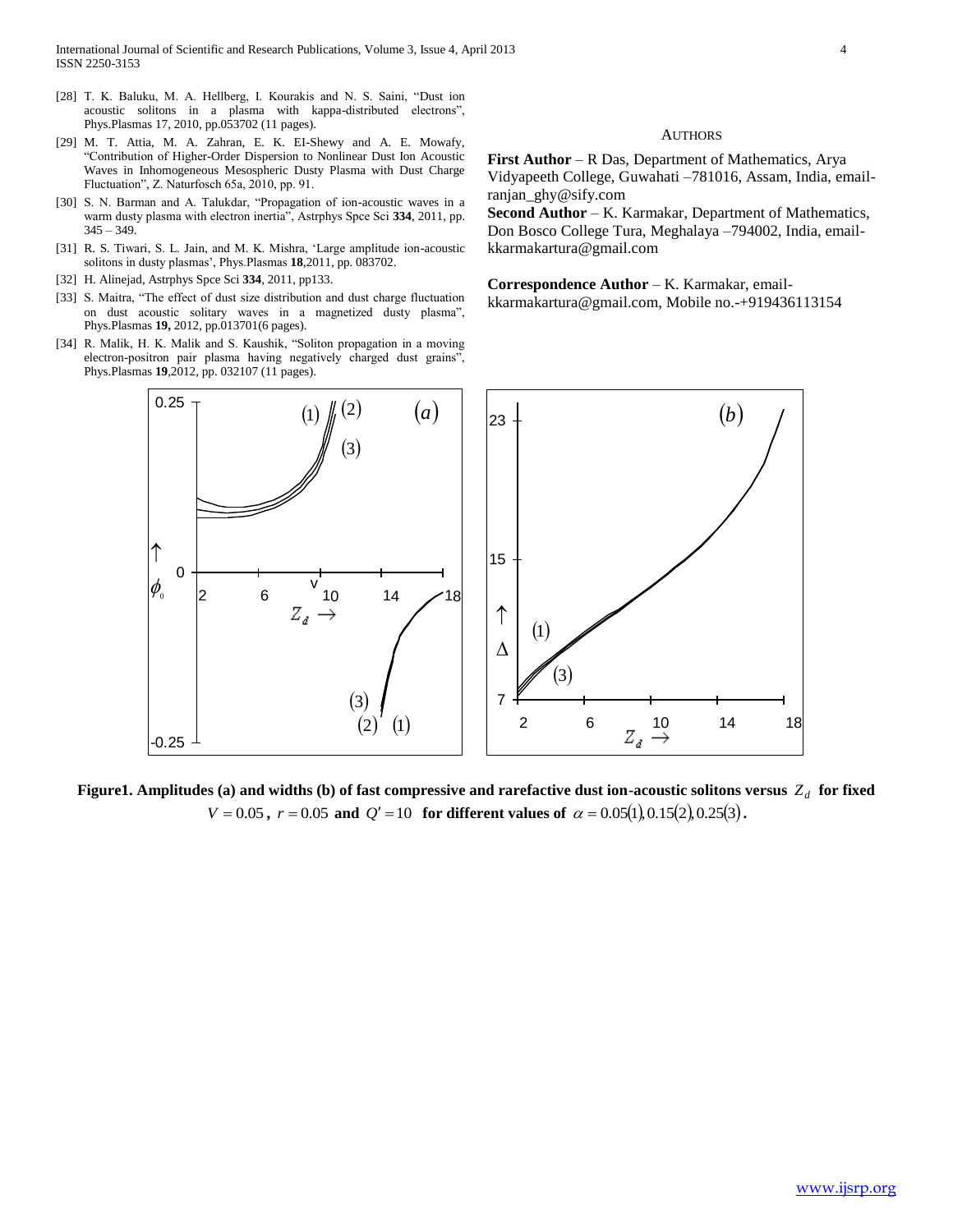[28] T. K. Baluku, M. A. Hellberg, I. Kourakis and N. S. Saini, "Dust ion acoustic solitons in a plasma with kappa-distributed electrons", Phys.Plasmas 17, 2010, pp.053702 (11 pages).

[29] M. T. Attia, M. A. Zahran, E. K. EI-Shewy and A. E. Mowafy, "Contribution of Higher-Order Dispersion to Nonlinear Dust Ion Acoustic Waves in Inhomogeneous Mesospheric Dusty Plasma with Dust Charge Fluctuation", Z. Naturfosch 65a, 2010, pp. 91.

[30] S. N. Barman and A. Talukdar, "Propagation of ion-acoustic waves in a warm dusty plasma with electron inertia", Astrphys Spce Sci **334**, 2011, pp. 345 – 349.

[31] R. S. Tiwari, S. L. Jain, and M. K. Mishra, 'Large amplitude ion-acoustic solitons in dusty plasmas', Phys.Plasmas **18**,2011, pp. 083702.

[32] H. Alinejad, Astrphys Spce Sci **334**, 2011, pp133.

[33] S. Maitra, "The effect of dust size distribution and dust charge fluctuation on dust acoustic solitary waves in a magnetized dusty plasma", Phys.Plasmas **19,** 2012, pp.013701(6 pages).

[34] R. Malik, H. K. Malik and S. Kaushik, "Soliton propagation in a moving electron-positron pair plasma having negatively charged dust grains", Phys.Plasmas **19**,2012, pp. 032107 (11 pages).

## Authors

**First Author** – R Das, Department of Mathematics, Arya Vidyapeeth College, Guwahati –781016, Assam, India, email-ranjan_ghy@sify.com

**Second Author** – K. Karmakar, Department of Mathematics, Don Bosco College Tura, Meghalaya –794002, India, email-kkarmakartura@gmail.com

**Correspondence Author** – K. Karmakar, email-kkarmakartura@gmail.com, Mobile no.-+919436113154

**Figure1. Amplitudes (a) and widths (b) of fast compressive and rarefactive dust ion-acoustic solitons versus $Z_d$ for fixed $V = 0.05$, $r = 0.05$ and $Q' = 10$ for different values of $\alpha = 0.05(1), 0.15(2), 0.25(3)$.**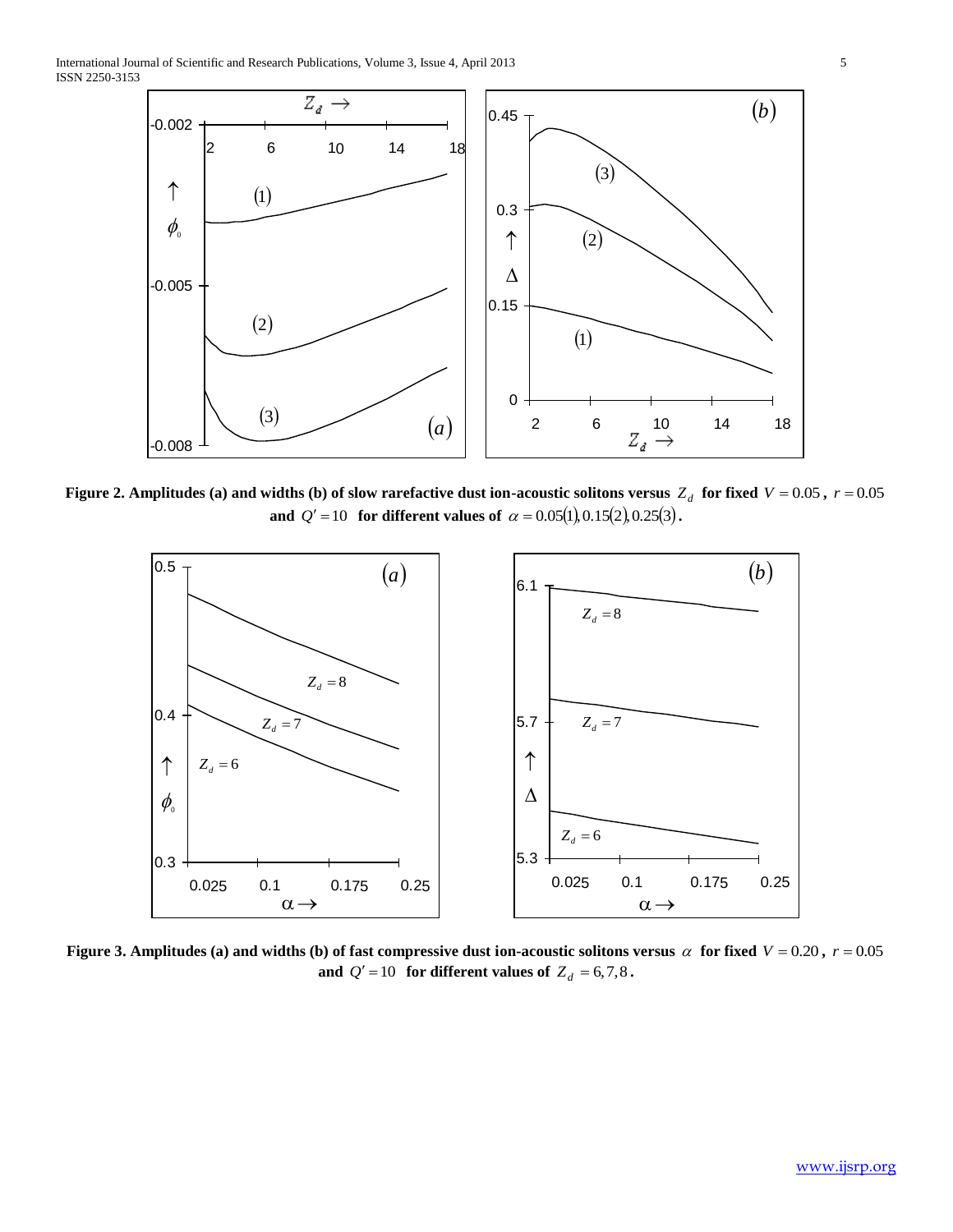**Figure 2. Amplitudes (a) and widths (b) of slow rarefactive dust ion-acoustic solitons versus $Z_d$ for fixed $V = 0.05$, $r = 0.05$ and $Q' = 10$ for different values of $\alpha = 0.05(1), 0.15(2), 0.25(3)$.**

**Figure 3. Amplitudes (a) and widths (b) of fast compressive dust ion-acoustic solitons versus $\alpha$ for fixed $V = 0.20$, $r = 0.05$ and $Q' = 10$ for different values of $Z_d = 6, 7, 8$.**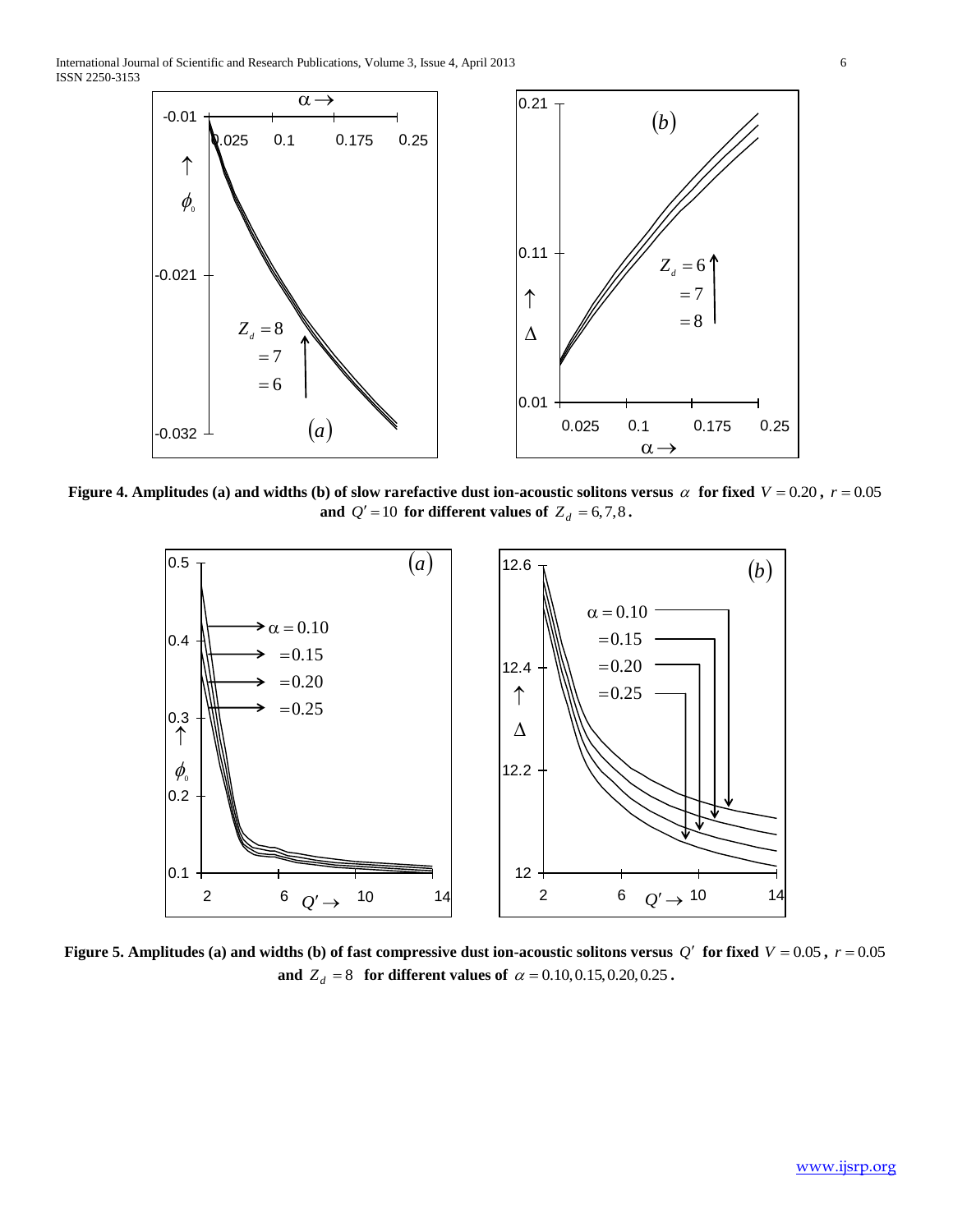**Figure 4. Amplitudes (a) and widths (b) of slow rarefactive dust ion-acoustic solitons versus $\alpha$ for fixed $V = 0.20$, $r = 0.05$ and $Q' = 10$ for different values of $Z_d = 6, 7, 8$.**

**Figure 5. Amplitudes (a) and widths (b) of fast compressive dust ion-acoustic solitons versus $Q'$ for fixed $V = 0.05$, $r = 0.05$ and $Z_d = 8$ for different values of $\alpha = 0.10, 0.15, 0.20, 0.25$.**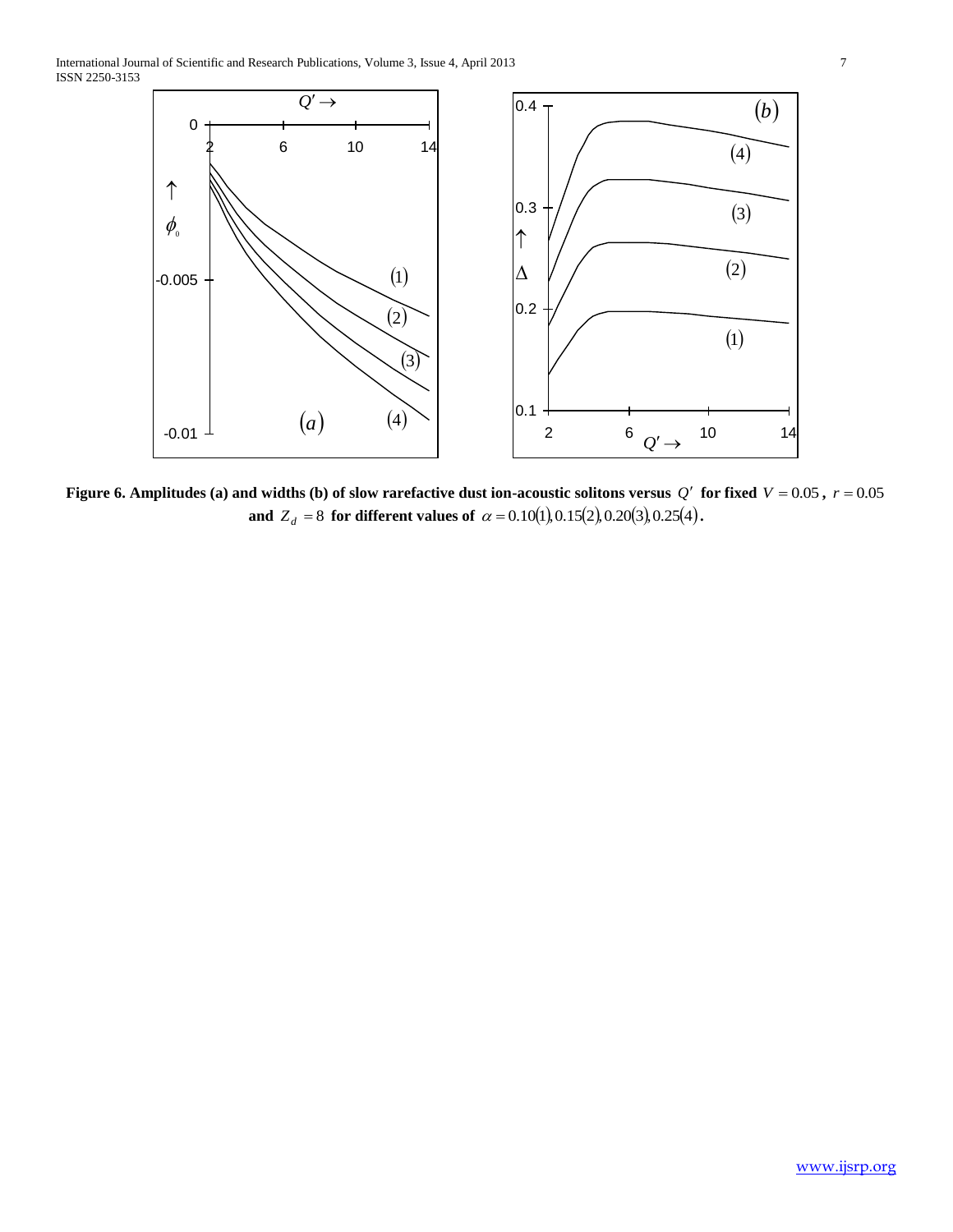$Q' \rightarrow$

0

2

6

10

14

$\uparrow$

$\phi_0$

-0.005

(1)

(2)

(3)

(4)

$(a)$

-0.01

0.4

$(b)$

(4)

(3)

0.3

$\uparrow$

$\Delta$

(2)

0.2

(1)

0.1

2

6

$Q' \rightarrow$

10

14

**Figure 6. Amplitudes (a) and widths (b) of slow rarefactive dust ion-acoustic solitons versus $Q'$ for fixed $V = 0.05$, $r = 0.05$ and $Z_d = 8$ for different values of $\alpha = 0.10(1), 0.15(2), 0.20(3), 0.25(4)$.**